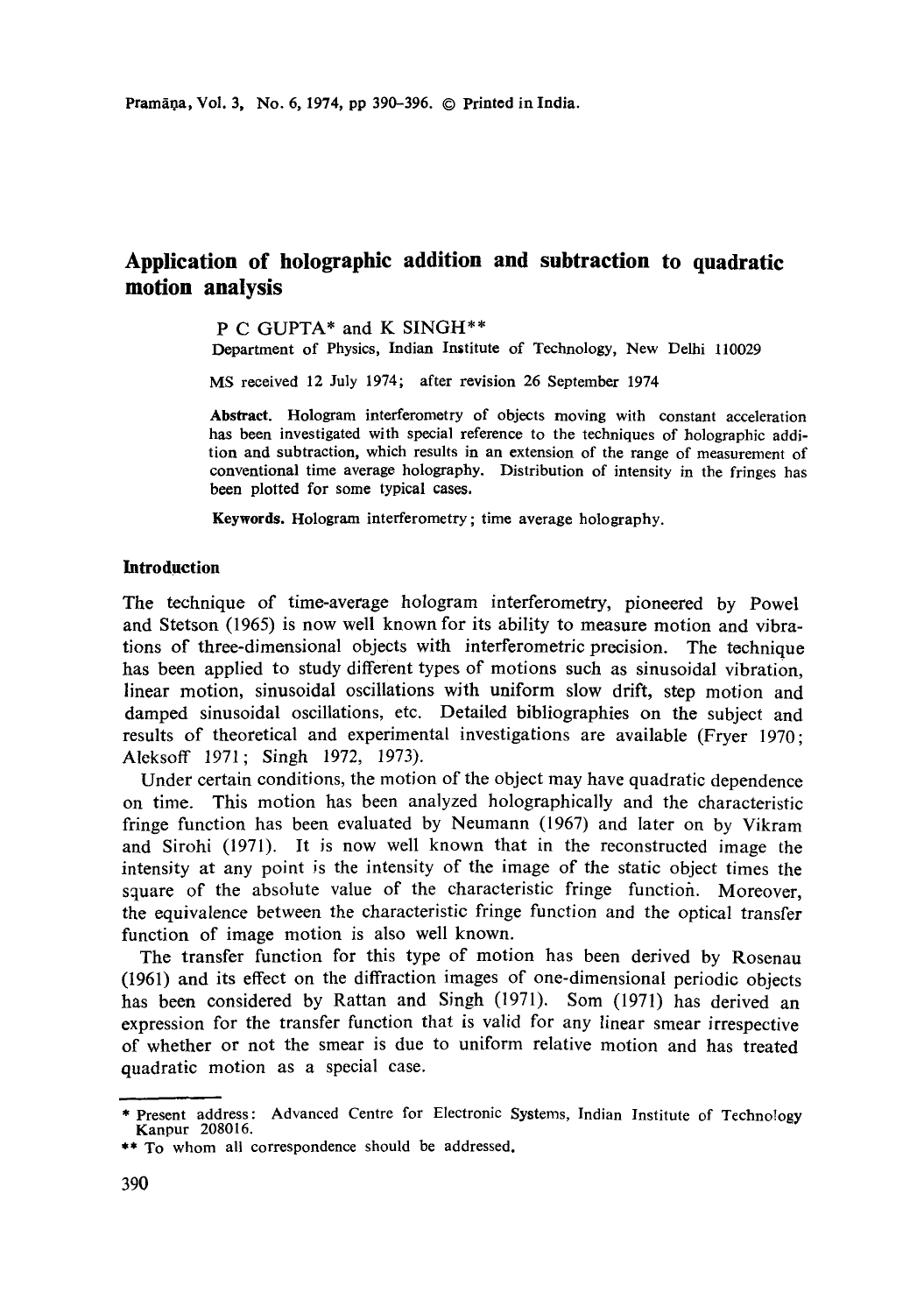# Application of holographic addition and subtraction to quadratic motion analysis

P C GUPTA* and K SINGH**

Department of Physics, Indian Institute of Technology, New Delhi 110029

MS received 12 July 1974; after revision 26 September 1974

**Abstract.** Hologram interferometry of objects moving with constant acceleration has been investigated with special reference to the techniques of holographic addition and subtraction, which results in an extension of the range of measurement of conventional time average holography. Distribution of intensity in the fringes has been plotted for some typical cases.

**Keywords.** Hologram interferometry; time average holography.

## Introduction

The technique of time-average hologram interferometry, pioneered by Powel and Stetson (1965) is now well known for its ability to measure motion and vibrations of three-dimensional objects with interferometric precision. The technique has been applied to study different types of motions such as sinusoidal vibration, linear motion, sinusoidal oscillations with uniform slow drift, step motion and damped sinusoidal oscillations, etc. Detailed bibliographies on the subject and results of theoretical and experimental investigations are available (Fryer 1970; Aleksoff 1971; Singh 1972, 1973).

Under certain conditions, the motion of the object may have quadratic dependence on time. This motion has been analyzed holographically and the characteristic fringe function has been evaluated by Neumann (1967) and later on by Vikram and Sirohi (1971). It is now well known that in the reconstructed image the intensity at any point is the intensity of the image of the static object times the square of the absolute value of the characteristic fringe function. Moreover, the equivalence between the characteristic fringe function and the optical transfer function of image motion is also well known.

The transfer function for this type of motion has been derived by Rosenau (1961) and its effect on the diffraction images of one-dimensional periodic objects has been considered by Rattan and Singh (1971). Som (1971) has derived an expression for the transfer function that is valid for any linear smear irrespective of whether or not the smear is due to uniform relative motion and has treated quadratic motion as a special case.

---

* Present address: Advanced Centre for Electronic Systems, Indian Institute of Technology Kanpur 208016.

** To whom all correspondence should be addressed.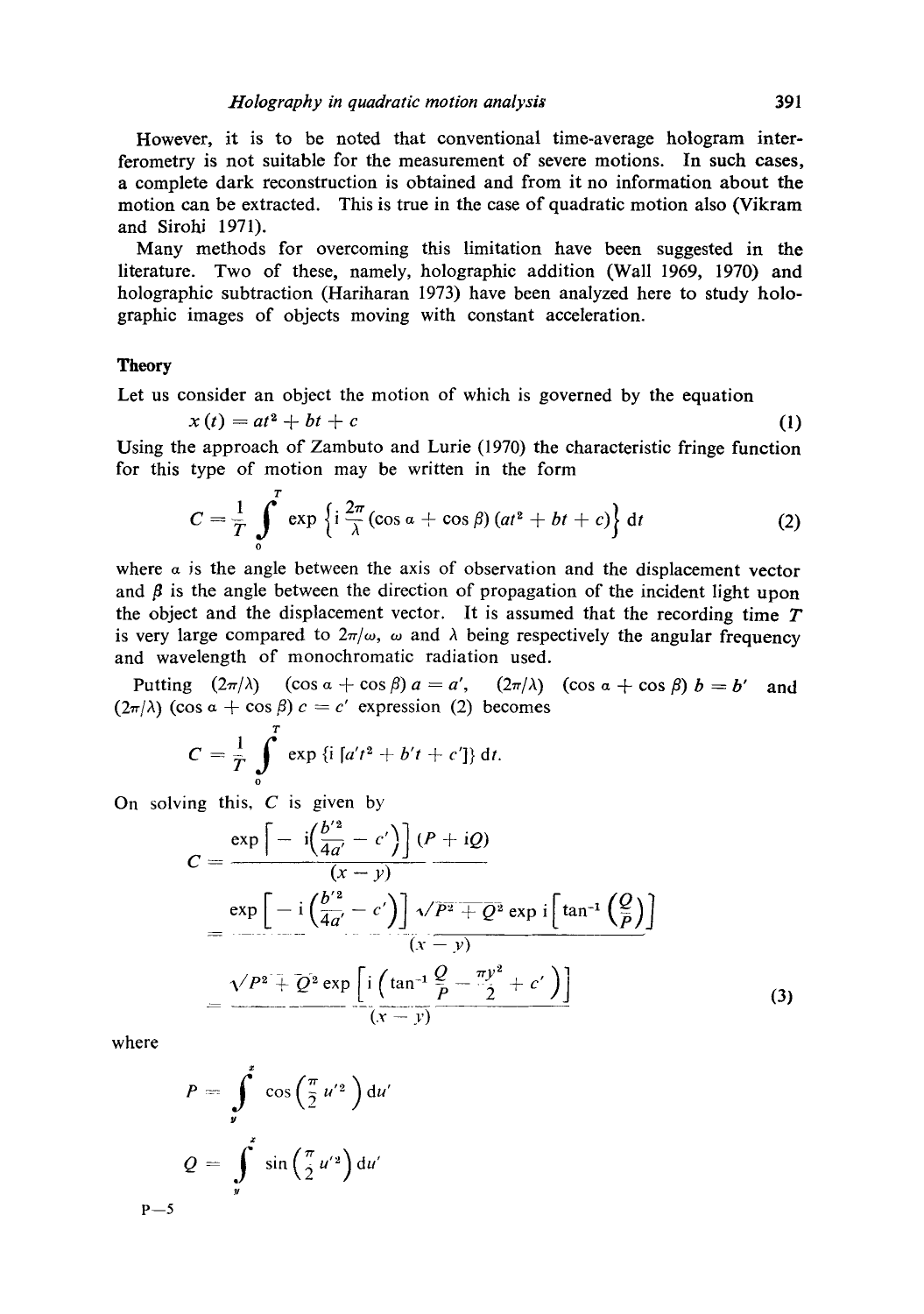However, it is to be noted that conventional time-average hologram interferometry is not suitable for the measurement of severe motions. In such cases, a complete dark reconstruction is obtained and from it no information about the motion can be extracted. This is true in the case of quadratic motion also (Vikram and Sirohi 1971).

Many methods for overcoming this limitation have been suggested in the literature. Two of these, namely, holographic addition (Wall 1969, 1970) and holographic subtraction (Hariharan 1973) have been analyzed here to study holographic images of objects moving with constant acceleration.

## Theory

Let us consider an object the motion of which is governed by the equation

$$x(t) = at^2 + bt + c \tag{1}$$

Using the approach of Zambuto and Lurie (1970) the characteristic fringe function for this type of motion may be written in the form

$$C = \frac{1}{T} \int_0^T \exp\left\{ i \frac{2\pi}{\lambda} (\cos \alpha + \cos \beta)(at^2 + bt + c) \right\} dt \tag{2}$$

where $\alpha$ is the angle between the axis of observation and the displacement vector and $\beta$ is the angle between the direction of propagation of the incident light upon the object and the displacement vector. It is assumed that the recording time $T$ is very large compared to $2\pi/\omega$, $\omega$ and $\lambda$ being respectively the angular frequency and wavelength of monochromatic radiation used.

Putting $(2\pi/\lambda)$ $(\cos \alpha + \cos \beta)\, a = a'$, $(2\pi/\lambda)$ $(\cos \alpha + \cos \beta)\, b = b'$ and $(2\pi/\lambda)$ $(\cos \alpha + \cos \beta)\, c = c'$ expression (2) becomes

$$C = \frac{1}{T} \int_0^T \exp\{ i\, [a't^2 + b't + c'] \}\, dt.$$

On solving this, $C$ is given by

$$\begin{aligned} C &= \frac{\exp\left[ -i\left( \frac{b'^2}{4a'} - c' \right) \right] (P + iQ)}{(x - y)} \\ &= \frac{\exp\left[ -i\left( \frac{b'^2}{4a'} - c' \right) \right] \sqrt{P^2 + Q^2}\, \exp i\left[ \tan^{-1}\left( \frac{Q}{P} \right) \right]}{(x - y)} \\ &= \frac{\sqrt{P^2 + Q^2}\, \exp\left[ i\left( \tan^{-1} \frac{Q}{P} - \frac{\pi y^2}{2} + c' \right) \right]}{(x - y)} \end{aligned} \tag{3}$$

where

$$P = \int_y^x \cos\left( \frac{\pi}{2} u'^2 \right) du'$$

$$Q = \int_y^x \sin\left( \frac{\pi}{2} u'^2 \right) du'$$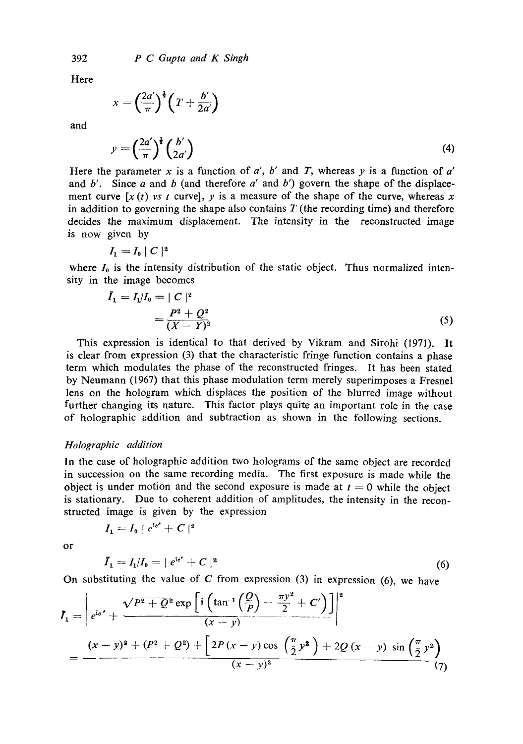Here

$$x = \left(\frac{2a'}{\pi}\right)^{\frac{1}{2}}\left(T + \frac{b'}{2a'}\right)$$

and

$$y = \left(\frac{2a'}{\pi}\right)^{\frac{1}{2}}\left(\frac{b'}{2a'}\right) \tag{4}$$

Here the parameter $x$ is a function of $a'$, $b'$ and $T$, whereas $y$ is a function of $a'$ and $b'$. Since $a$ and $b$ (and therefore $a'$ and $b'$) govern the shape of the displacement curve [$x(t)$ *vs* $t$ curve], $y$ is a measure of the shape of the curve, whereas $x$ in addition to governing the shape also contains $T$ (the recording time) and therefore decides the maximum displacement. The intensity in the reconstructed image is now given by

$$I_1 = I_0 \mid C \mid^2$$

where $I_0$ is the intensity distribution of the static object. Thus normalized intensity in the image becomes

$$\bar{I}_1 = I_1/I_0 = \mid C \mid^2$$

$$= \frac{P^2 + Q^2}{(X - Y)^2} \tag{5}$$

This expression is identical to that derived by Vikram and Sirohi (1971). It is clear from expression (3) that the characteristic fringe function contains a phase term which modulates the phase of the reconstructed fringes. It has been stated by Neumann (1967) that this phase modulation term merely superimposes a Fresnel lens on the hologram which displaces the position of the blurred image without further changing its nature. This factor plays quite an important role in the case of holographic addition and subtraction as shown in the following sections.

### *Holographic addition*

In the case of holographic addition two holograms of the same object are recorded in succession on the same recording media. The first exposure is made while the object is under motion and the second exposure is made at $t = 0$ while the object is stationary. Due to coherent addition of amplitudes, the intensity in the reconstructed image is given by the expression

$$I_1 = I_0 \mid e^{ic'} + C \mid^2$$

or

$$\bar{I}_1 = I_1/I_0 = \mid e^{ic'} + C \mid^2 \tag{6}$$

On substituting the value of $C$ from expression (3) in expression (6), we have

$$\bar{I}_1 = \left| e^{ic'} + \frac{\sqrt{P^2 + Q^2}\exp\left[i\left(\tan^{-1}\left(\frac{Q}{P}\right) - \frac{\pi y^2}{2} + c'\right)\right]}{(x - y)} \right|^2$$

$$= \frac{(x - y)^2 + (P^2 + Q^2) + \left[2P(x - y)\cos\left(\frac{\pi}{2}y^2\right) + 2Q(x - y)\sin\left(\frac{\pi}{2}y^2\right)\right.}{(x - y)^2} \tag{7}$$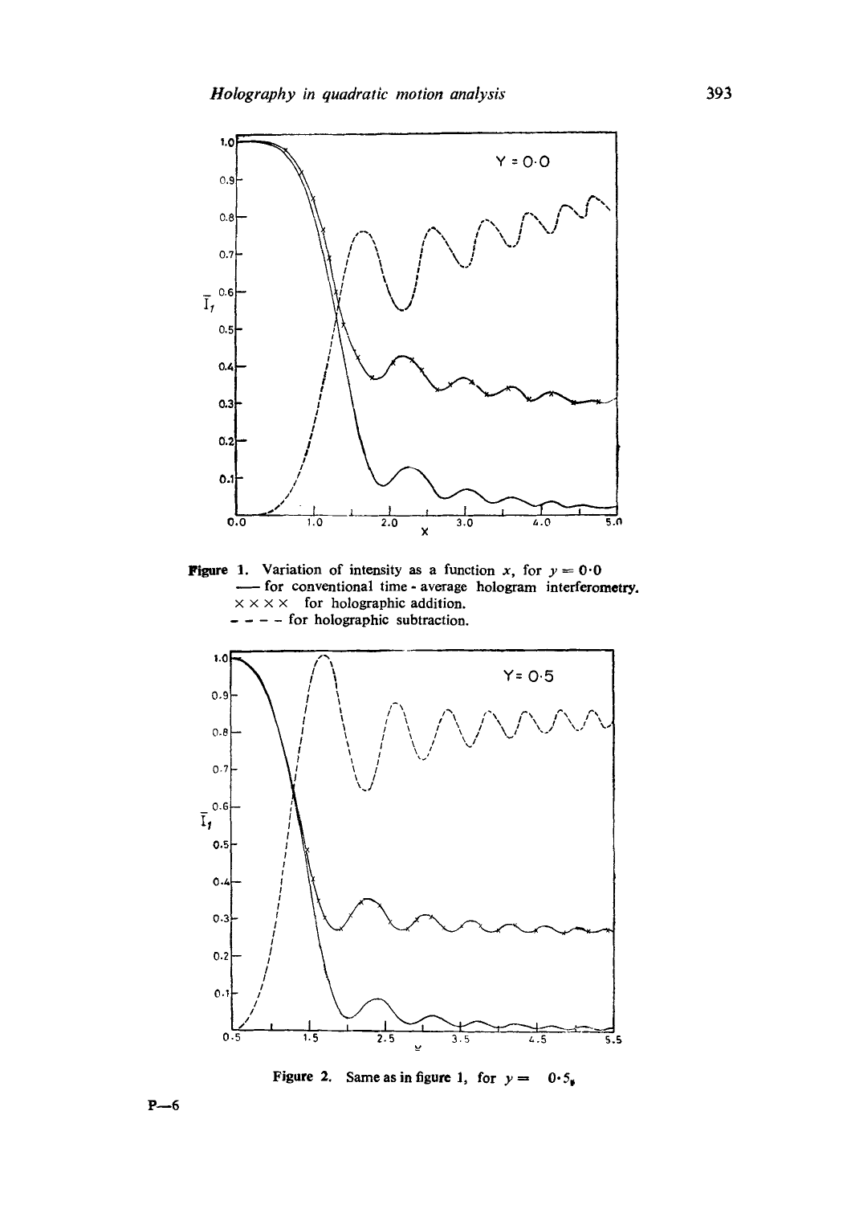**Figure 1.** Variation of intensity as a function $x$, for $y = 0{\cdot}0$
— for conventional time - average hologram interferometry.
× × × × for holographic addition.
- - - - for holographic subtraction.

**Figure 2.** Same as in figure 1, for $y = 0{\cdot}5$.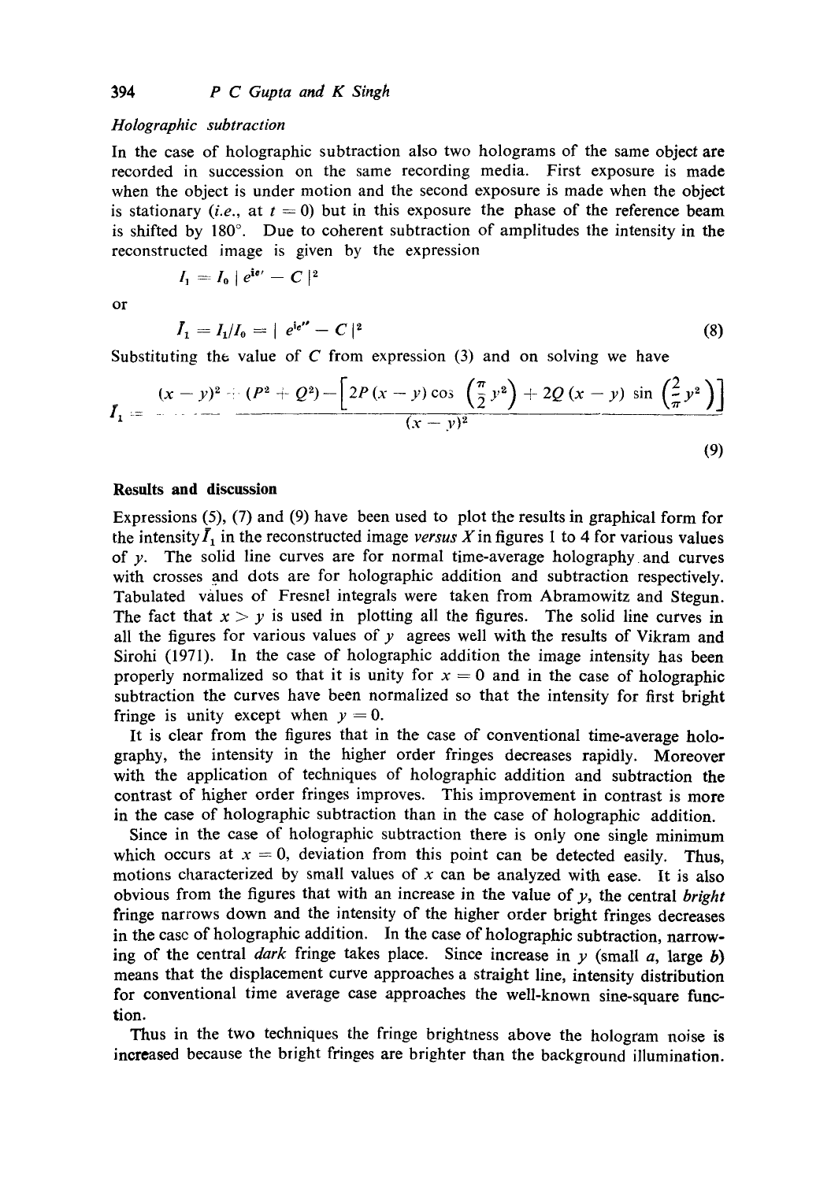*Holographic subtraction*

In the case of holographic subtraction also two holograms of the same object are recorded in succession on the same recording media. First exposure is made when the object is under motion and the second exposure is made when the object is stationary (*i.e.*, at $t = 0$) but in this exposure the phase of the reference beam is shifted by 180°. Due to coherent subtraction of amplitudes the intensity in the reconstructed image is given by the expression

$$I_1 = I_0 \mid e^{i\epsilon'} - C \mid^2$$

or

$$\bar{I}_1 = I_1/I_0 = \mid e^{i\epsilon''} - C \mid^2 \tag{8}$$

Substituting the value of $C$ from expression (3) and on solving we have

$$\bar{I}_1 = \frac{(x-y)^2 + (P^2 + Q^2) - \left[2P(x-y)\cos\left(\frac{\pi}{2}y^2\right) + 2Q(x-y)\sin\left(\frac{2}{\pi}y^2\right)\right]}{(x-y)^2} \tag{9}$$

## Results and discussion

Expressions (5), (7) and (9) have been used to plot the results in graphical form for the intensity $\bar{I}_1$ in the reconstructed image *versus* $X$ in figures 1 to 4 for various values of $y$. The solid line curves are for normal time-average holography and curves with crosses and dots are for holographic addition and subtraction respectively. Tabulated values of Fresnel integrals were taken from Abramowitz and Stegun. The fact that $x > y$ is used in plotting all the figures. The solid line curves in all the figures for various values of $y$ agrees well with the results of Vikram and Sirohi (1971). In the case of holographic addition the image intensity has been properly normalized so that it is unity for $x = 0$ and in the case of holographic subtraction the curves have been normalized so that the intensity for first bright fringe is unity except when $y = 0$.

It is clear from the figures that in the case of conventional time-average holography, the intensity in the higher order fringes decreases rapidly. Moreover with the application of techniques of holographic addition and subtraction the contrast of higher order fringes improves. This improvement in contrast is more in the case of holographic subtraction than in the case of holographic addition.

Since in the case of holographic subtraction there is only one single minimum which occurs at $x = 0$, deviation from this point can be detected easily. Thus, motions characterized by small values of $x$ can be analyzed with ease. It is also obvious from the figures that with an increase in the value of $y$, the central *bright* fringe narrows down and the intensity of the higher order bright fringes decreases in the case of holographic addition. In the case of holographic subtraction, narrowing of the central *dark* fringe takes place. Since increase in $y$ (small $a$, large $b$) means that the displacement curve approaches a straight line, intensity distribution for conventional time average case approaches the well-known sine-square function.

Thus in the two techniques the fringe brightness above the hologram noise is increased because the bright fringes are brighter than the background illumination.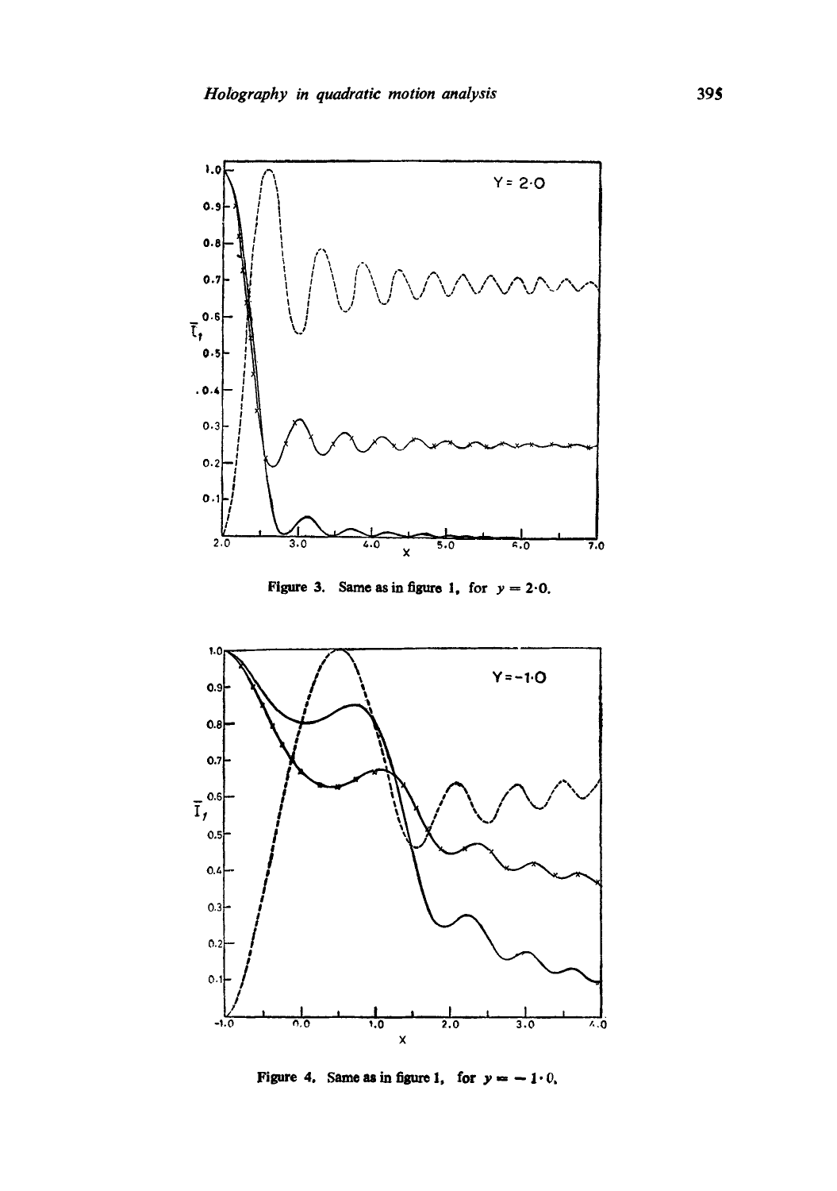Figure 3. Same as in figure 1, for $y = 2 \cdot 0$.

Figure 4. Same as in figure 1, for $y = -1 \cdot 0$.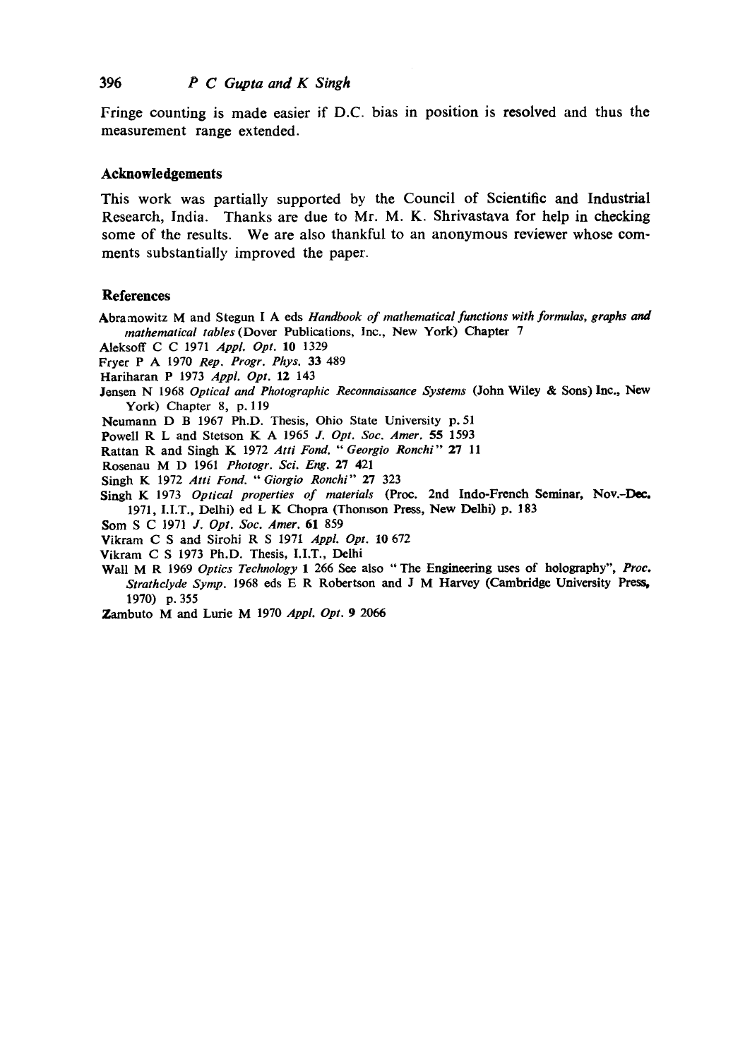Fringe counting is made easier if D.C. bias in position is resolved and thus the measurement range extended.

## Acknowledgements

This work was partially supported by the Council of Scientific and Industrial Research, India. Thanks are due to Mr. M. K. Shrivastava for help in checking some of the results. We are also thankful to an anonymous reviewer whose comments substantially improved the paper.

## References

Abramowitz M and Stegun I A eds *Handbook of mathematical functions with formulas, graphs and mathematical tables* (Dover Publications, Inc., New York) Chapter 7

Aleksoff C C 1971 *Appl. Opt.* **10** 1329

Fryer P A 1970 *Rep. Progr. Phys.* **33** 489

Hariharan P 1973 *Appl. Opt.* **12** 143

Jensen N 1968 *Optical and Photographic Reconnaissance Systems* (John Wiley & Sons) Inc., New York) Chapter 8, p. 119

Neumann D B 1967 Ph.D. Thesis, Ohio State University p. 51

Powell R L and Stetson K A 1965 *J. Opt. Soc. Amer.* **55** 1593

Rattan R and Singh K 1972 *Atti Fond. "Georgio Ronchi"* **27** 11

Rosenau M D 1961 *Photogr. Sci. Eng.* **27** 421

Singh K 1972 *Atti Fond. "Giorgio Ronchi"* **27** 323

Singh K 1973 *Optical properties of materials* (Proc. 2nd Indo-French Seminar, Nov.–Dec. 1971, I.I.T., Delhi) ed L K Chopra (Thomson Press, New Delhi) p. 183

Som S C 1971 *J. Opt. Soc. Amer.* **61** 859

Vikram C S and Sirohi R S 1971 *Appl. Opt.* **10** 672

Vikram C S 1973 Ph.D. Thesis, I.I.T., Delhi

Wall M R 1969 *Optics Technology* **1** 266 See also "The Engineering uses of holography", *Proc. Strathclyde Symp.* 1968 eds E R Robertson and J M Harvey (Cambridge University Press, 1970) p. 355

Zambuto M and Lurie M 1970 *Appl. Opt.* **9** 2066